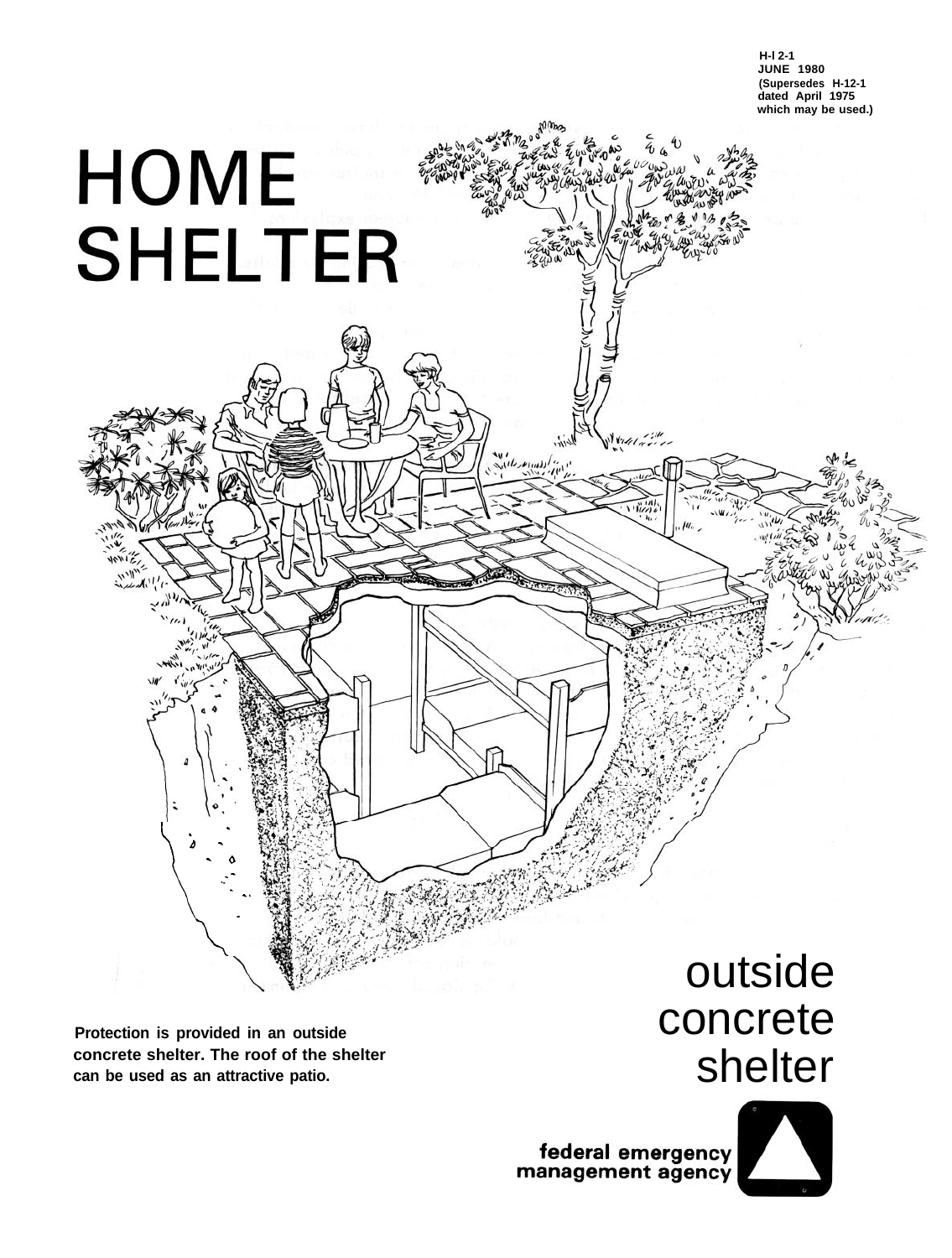H-l 2-1
JUNE 1980
(Supersedes H-12-1
dated April 1975
which may be used.)

# HOME SHELTER

## outside concrete shelter

**Protection is provided in an outside concrete shelter. The roof of the shelter can be used as an attractive patio.**

**federal emergency management agency**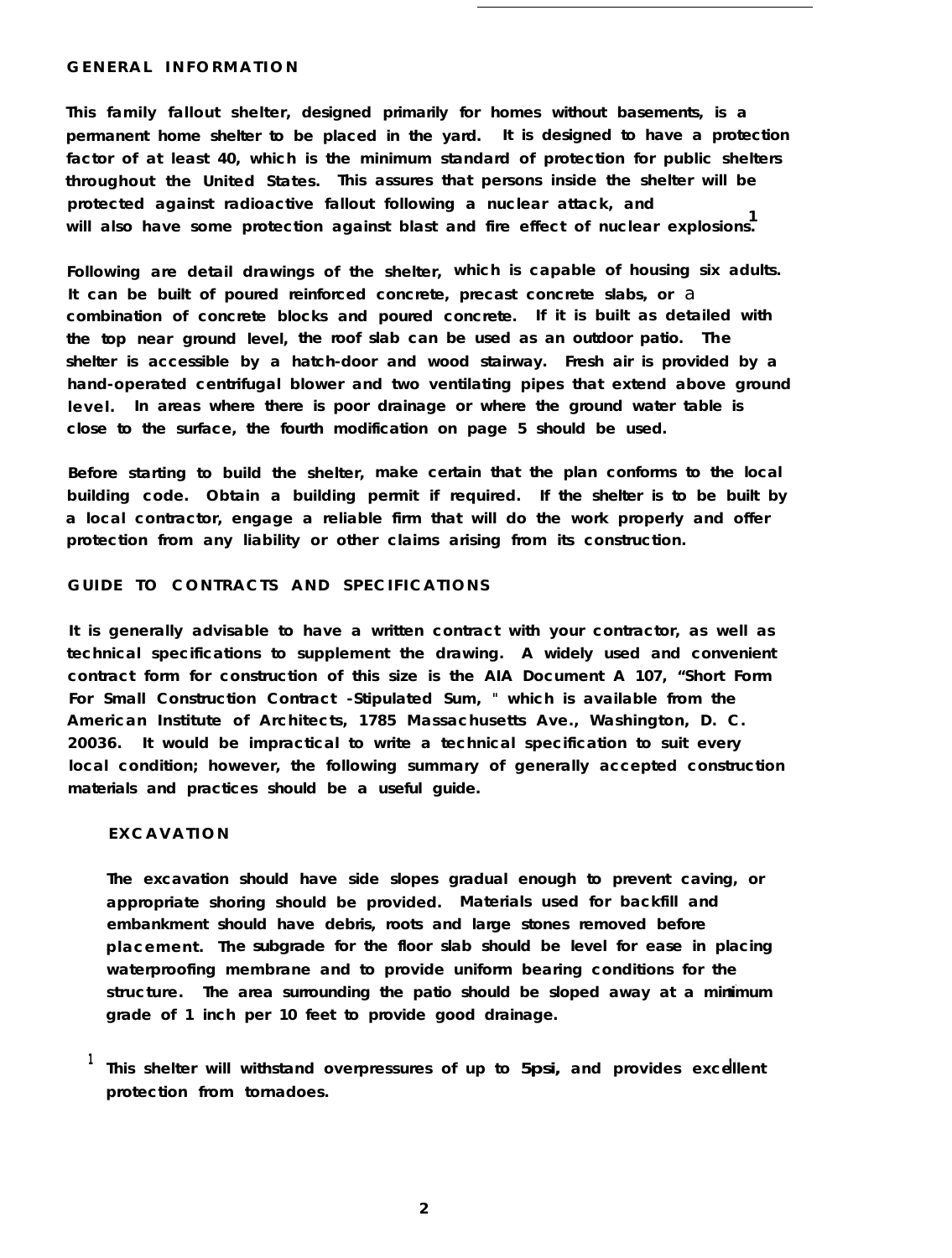## GENERAL INFORMATION

This family fallout shelter, designed primarily for homes without basements, is a permanent home shelter to be placed in the yard. It is designed to have a protection factor of at least 40, which is the minimum standard of protection for public shelters throughout the United States. This assures that persons inside the shelter will be protected against radioactive fallout following a nuclear attack, and will also have some protection against blast and fire effect of nuclear explosions.[1]

Following are detail drawings of the shelter, which is capable of housing six adults. It can be built of poured reinforced concrete, precast concrete slabs, or a combination of concrete blocks and poured concrete. If it is built as detailed with the top near ground level, the roof slab can be used as an outdoor patio. The shelter is accessible by a hatch-door and wood stairway. Fresh air is provided by a hand-operated centrifugal blower and two ventilating pipes that extend above ground level. In areas where there is poor drainage or where the ground water table is close to the surface, the fourth modification on page 5 should be used.

Before starting to build the shelter, make certain that the plan conforms to the local building code. Obtain a building permit if required. If the shelter is to be built by a local contractor, engage a reliable firm that will do the work properly and offer protection from any liability or other claims arising from its construction.

## GUIDE TO CONTRACTS AND SPECIFICATIONS

It is generally advisable to have a written contract with your contractor, as well as technical specifications to supplement the drawing. A widely used and convenient contract form for construction of this size is the AIA Document A 107, "Short Form For Small Construction Contract -Stipulated Sum," which is available from the American Institute of Architects, 1785 Massachusetts Ave., Washington, D. C. 20036. It would be impractical to write a technical specification to suit every local condition; however, the following summary of generally accepted construction materials and practices should be a useful guide.

### EXCAVATION

The excavation should have side slopes gradual enough to prevent caving, or appropriate shoring should be provided. Materials used for backfill and embankment should have debris, roots and large stones removed before placement. The subgrade for the floor slab should be level for ease in placing waterproofing membrane and to provide uniform bearing conditions for the structure. The area surrounding the patio should be sloped away at a minimum grade of 1 inch per 10 feet to provide good drainage.

[1] This shelter will withstand overpressures of up to 5psi, and provides excellent protection from tornadoes.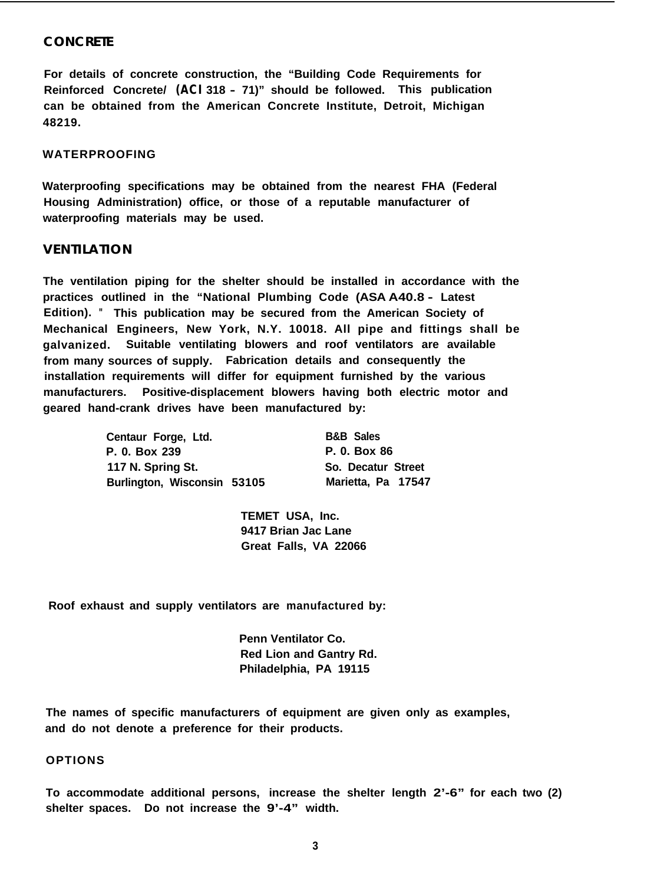## CONCRETE

For details of concrete construction, the "Building Code Requirements for Reinforced Concrete/ (ACI 318 – 71)" should be followed. This publication can be obtained from the American Concrete Institute, Detroit, Michigan 48219.

## WATERPROOFING

Waterproofing specifications may be obtained from the nearest FHA (Federal Housing Administration) office, or those of a reputable manufacturer of waterproofing materials may be used.

## VENTILATION

The ventilation piping for the shelter should be installed in accordance with the practices outlined in the "National Plumbing Code (ASA A40.8 – Latest Edition)." This publication may be secured from the American Society of Mechanical Engineers, New York, N.Y. 10018. All pipe and fittings shall be galvanized. Suitable ventilating blowers and roof ventilators are available from many sources of supply. Fabrication details and consequently the installation requirements will differ for equipment furnished by the various manufacturers. Positive-displacement blowers having both electric motor and geared hand-crank drives have been manufactured by:

Centaur Forge, Ltd.
P. 0. Box 239
117 N. Spring St.
Burlington, Wisconsin 53105

B&B Sales
P. 0. Box 86
So. Decatur Street
Marietta, Pa 17547

TEMET USA, Inc.
9417 Brian Jac Lane
Great Falls, VA 22066

Roof exhaust and supply ventilators are manufactured by:

Penn Ventilator Co.
Red Lion and Gantry Rd.
Philadelphia, PA 19115

The names of specific manufacturers of equipment are given only as examples, and do not denote a preference for their products.

## OPTIONS

To accommodate additional persons, increase the shelter length 2'-6" for each two (2) shelter spaces. Do not increase the 9'-4" width.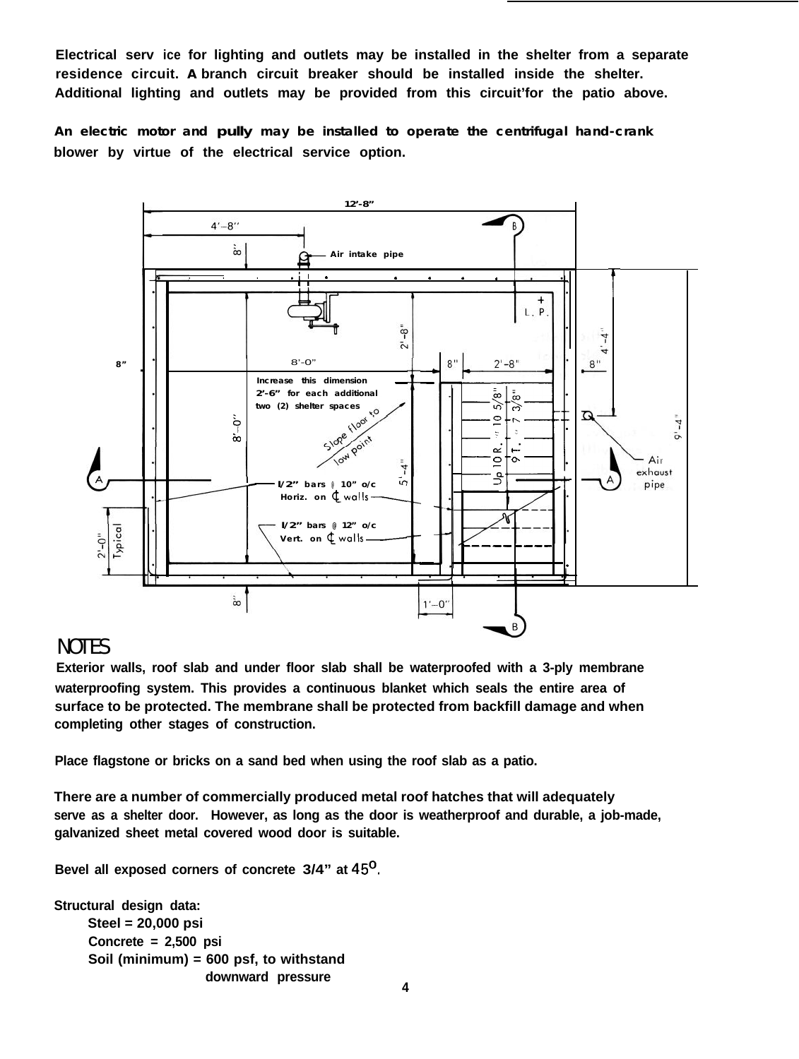Electrical service for lighting and outlets may be installed in the shelter from a separate residence circuit. A branch circuit breaker should be installed inside the shelter. Additional lighting and outlets may be provided from this circuit'for the patio above.

An electric motor and pully may be installed to operate the centrifugal hand-crank blower by virtue of the electrical service option.

12'-8"

4'-8"

8"

Air intake pipe

B

L. P.

2'-8"

4'-4"

8"

8'-0"

8"

2'-8"

8"

Increase this dimension 2'-6" for each additional two (2) shelter spaces

Slope floor to low point

8'-0"

Up 10 R. @ 10 5/8"

9 T. @ 7 3/8"

9'-4"

Air exhaust pipe

A

5'-4"

A

1/2" bars @ 10" o/c Horiz. on ℄ walls

1/2" bars @ 12" o/c Vert. on ℄ walls

2'-0" Typical

8"

1'-0"

B

## NOTES

Exterior walls, roof slab and under floor slab shall be waterproofed with a 3-ply membrane waterproofing system. This provides a continuous blanket which seals the entire area of surface to be protected. The membrane shall be protected from backfill damage and when completing other stages of construction.

Place flagstone or bricks on a sand bed when using the roof slab as a patio.

There are a number of commercially produced metal roof hatches that will adequately serve as a shelter door. However, as long as the door is weatherproof and durable, a job-made, galvanized sheet metal covered wood door is suitable.

Bevel all exposed corners of concrete 3/4" at $45^{o}$.

Structural design data:

- Steel = 20,000 psi
- Concrete = 2,500 psi
- Soil (minimum) = 600 psf, to withstand downward pressure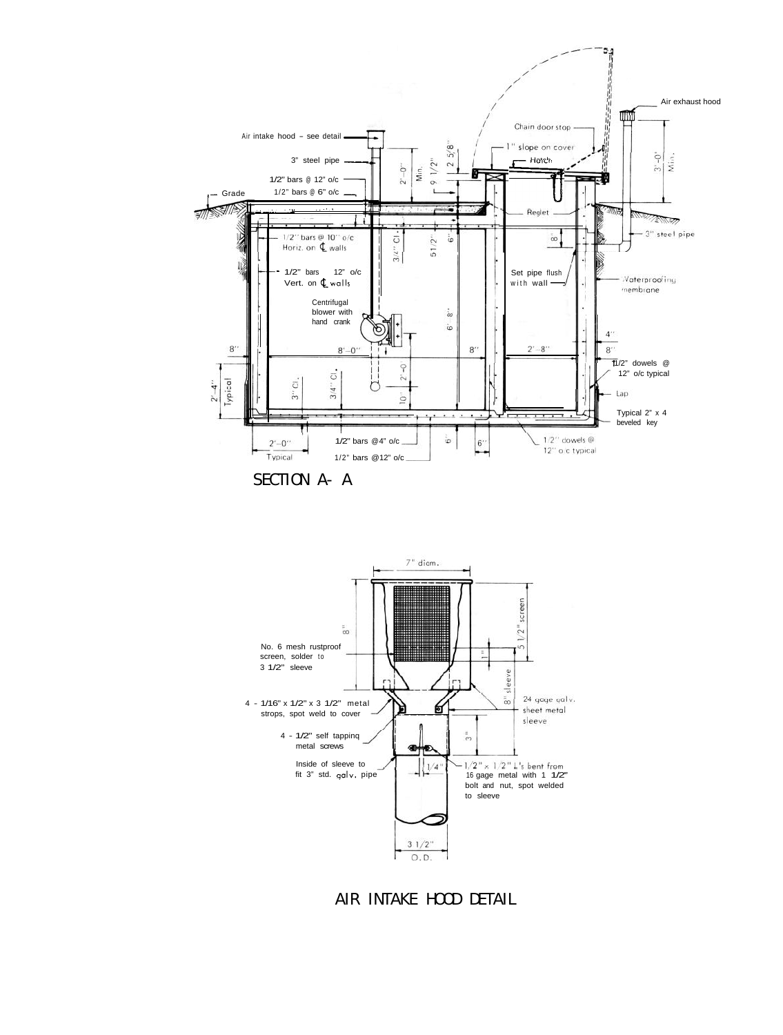Air exhaust hood

Chain door stop

Air intake hood – see detail

1" slope on cover

3" steel pipe

Hatch

1/2" bars @ 12" o/c

1/2" bars @ 6" o/c

Grade

Reglet

3" steel pipe

1/2" bars @ 10" o/c Horiz. on ℄ walls

1/2" bars 12" o/c Vert. on ℄ walls

Set pipe flush with wall

Waterproofing membrane

Centrifugal blower with hand crank

1/2" dowels @ 12" o/c typical

Lap

Typical 2" x 4 beveled key

1/2" bars @4" o/c

1/2" bars @12" o/c

1/2" dowels @ 12" o/c typical

2'–0" Typical

2'–4" Typical

2'–0" Min. · 2 5/8" · 9 1/2" · 3'–0" Min. · 3/4" Cl. · 5 1/2" · 6" · 8" · 6'–8" · 8" · 8'–0" · 8" · 2'–8" · 8" · 4" · 2'–0" · 10" · 3" Cl. · 3/4" Cl. · 6" · 6"

## SECTION A- A

7" diam.

8"

5 1/2" screen

1"

No. 6 mesh rustproof screen, solder to 3 1/2" sleeve

8" sleeve

24 gage galv. sheet metal sleeve

4 - 1/16" x 1/2" x 3 1/2" metal strops, spot weld to cover

4 - 1/2" self tapping metal screws

3"

Inside of sleeve to fit 3" std. galv. pipe

1/4"

1/2" x 1/2" L's bent from 16 gage metal with 1 1/2" bolt and nut, spot welded to sleeve

3 1/2" O.D.

## AIR INTAKE HOOD DETAIL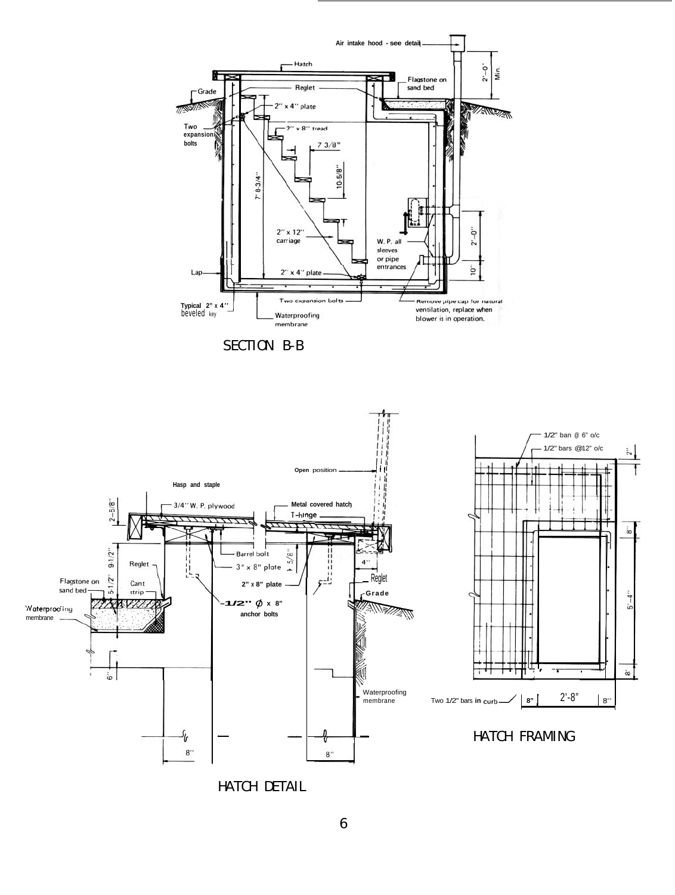Air intake hood - see detail

Hatch

Reglet

Grade

Flagstone on sand bed

2'' x 4'' plate

Two expansion bolts

2'' x 8'' tread

7 3/8"

10-5/8''

7' 8-3/4''

2'-0' Min.

2'' x 12'' carriage

W. P. all sleeves or pipe entrances

2'-0''

10''

Lap

2'' x 4'' plate

Two expansion bolts

Remove pipe cap for natural ventilation, replace when blower is in operation.

Typical 2" x 4'' beveled key

Waterproofing membrane

## SECTION B-B

Open position

Hasp and staple

3/4'' W. P. plywood

Metal covered hatch

T-hinge

2-5/8''

9-1/2''

5-1/2''

Barrel bolt

3" x 8" plate

5/8''

4''

Reglet

Cant strip

Flagstone on sand bed

Waterproofing membrane

2" x 8" plate

1/2" $\phi$ x 8" anchor bolts

Reglet

Grade

6''

Waterproofing membrane

8''

8''

## HATCH DETAIL

1/2" ban @ 6" o/c

1/2" bars @12" o/c

2''

8''

5'-4''

8''

Two 1/2" bars in curb

8"

2'-8"

8''

## HATCH FRAMING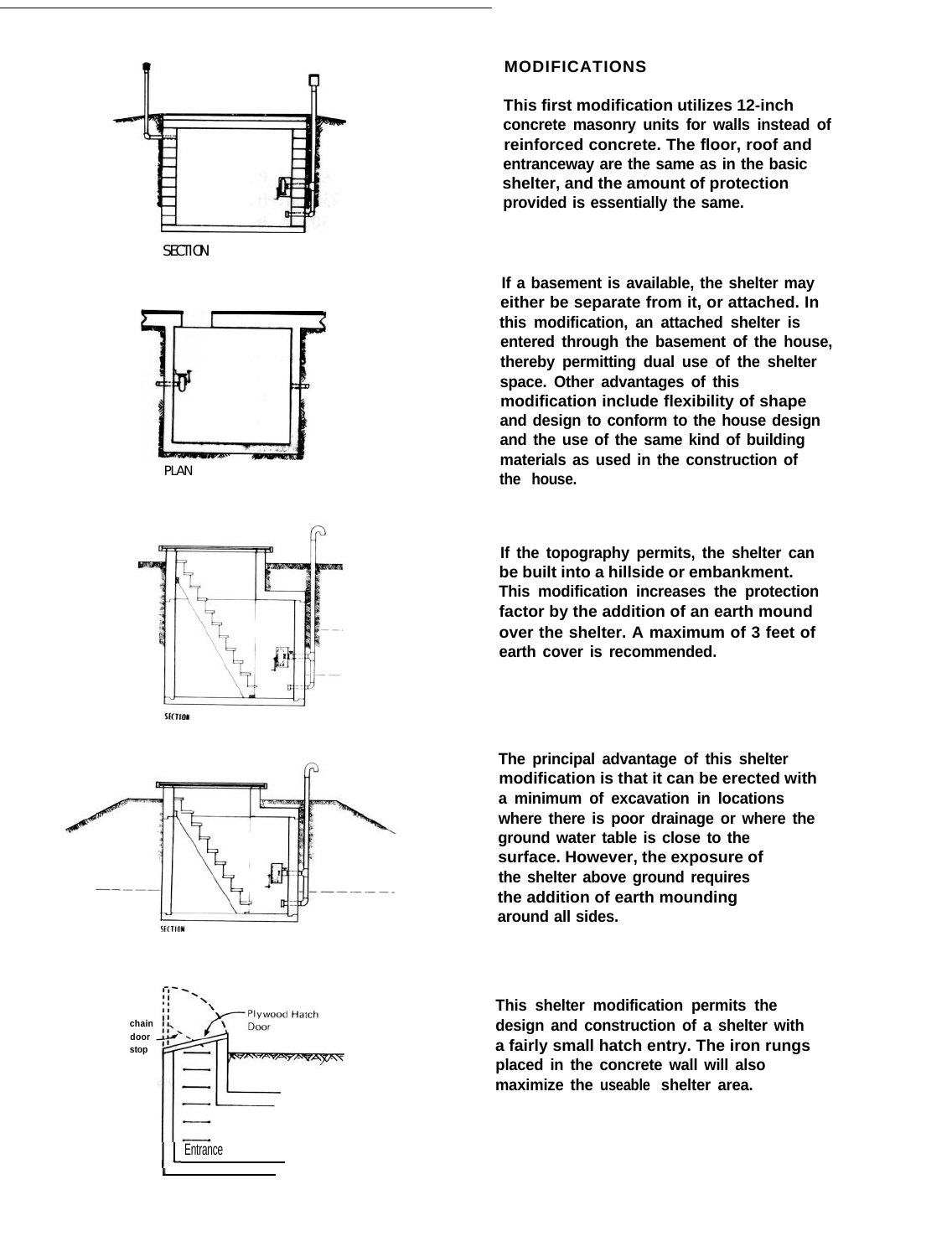## MODIFICATIONS

This first modification utilizes 12-inch concrete masonry units for walls instead of reinforced concrete. The floor, roof and entranceway are the same as in the basic shelter, and the amount of protection provided is essentially the same.

SECTION

If a basement is available, the shelter may either be separate from it, or attached. In this modification, an attached shelter is entered through the basement of the house, thereby permitting dual use of the shelter space. Other advantages of this modification include flexibility of shape and design to conform to the house design and the use of the same kind of building materials as used in the construction of the house.

PLAN

If the topography permits, the shelter can be built into a hillside or embankment. This modification increases the protection factor by the addition of an earth mound over the shelter. A maximum of 3 feet of earth cover is recommended.

SECTION

The principal advantage of this shelter modification is that it can be erected with a minimum of excavation in locations where there is poor drainage or where the ground water table is close to the surface. However, the exposure of the shelter above ground requires the addition of earth mounding around all sides.

SECTION

This shelter modification permits the design and construction of a shelter with a fairly small hatch entry. The iron rungs placed in the concrete wall will also maximize the useable shelter area.

chain door stop

Plywood Hatch Door

Entrance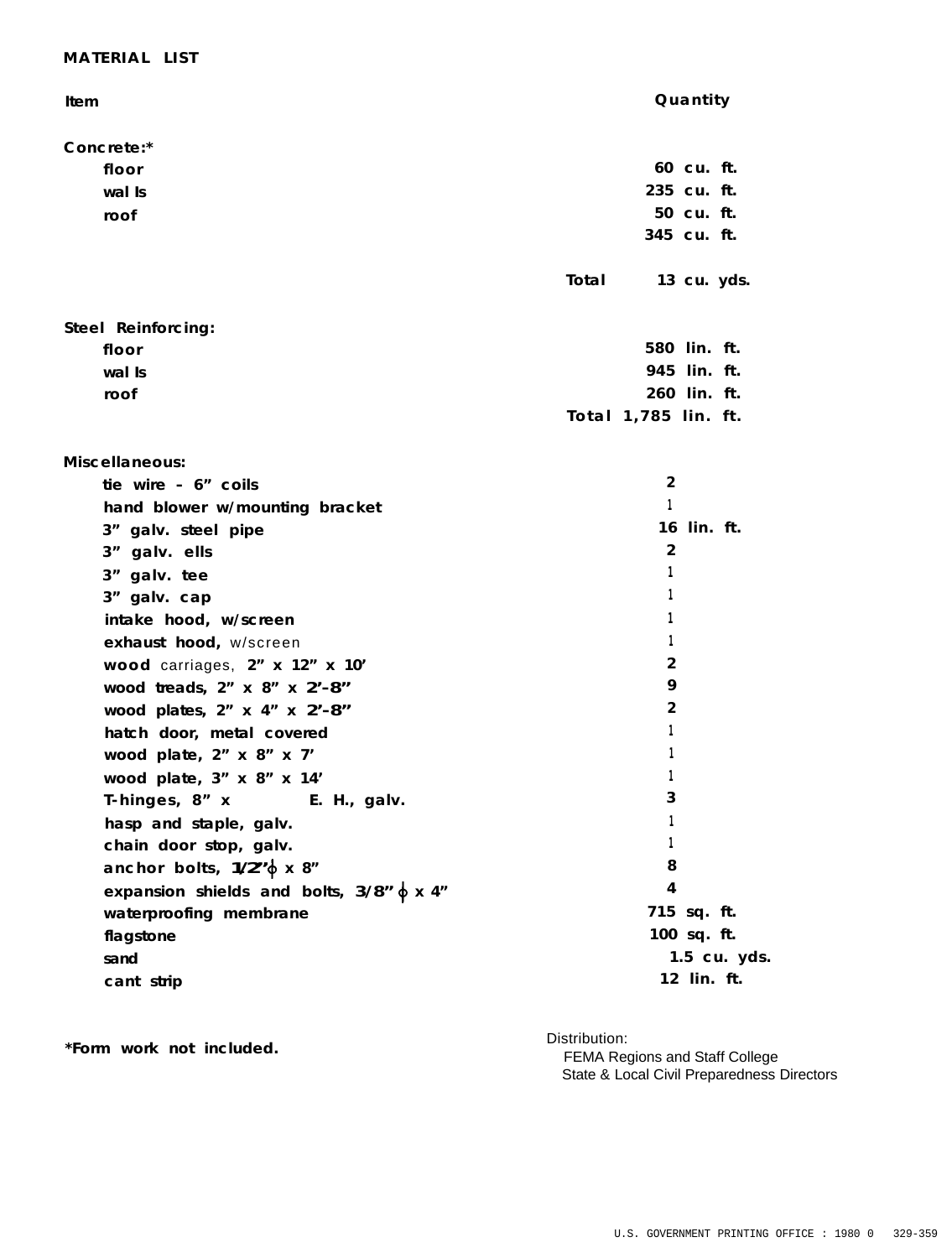## MATERIAL LIST

| Item | Quantity |
|---|---|
| **Concrete:*** | |
| floor | 60 cu. ft. |
| walls | 235 cu. ft. |
| roof | 50 cu. ft. |
| | 345 cu. ft. |
| | Total 13 cu. yds. |
| **Steel Reinforcing:** | |
| floor | 580 lin. ft. |
| walls | 945 lin. ft. |
| roof | 260 lin. ft. |
| | Total 1,785 lin. ft. |
| **Miscellaneous:** | |
| tie wire – 6" coils | 2 |
| hand blower w/mounting bracket | 1 |
| 3" galv. steel pipe | 16 lin. ft. |
| 3" galv. ells | 2 |
| 3" galv. tee | 1 |
| 3" galv. cap | 1 |
| intake hood, w/screen | 1 |
| exhaust hood, w/screen | 1 |
| wood carriages, 2" x 12" x 10' | 2 |
| wood treads, 2" x 8" x 2'-8" | 9 |
| wood plates, 2" x 4" x 2'-8" | 2 |
| hatch door, metal covered | 1 |
| wood plate, 2" x 8" x 7' | 1 |
| wood plate, 3" x 8" x 14' | 1 |
| T-hinges, 8" x E. H., galv. | 3 |
| hasp and staple, galv. | 1 |
| chain door stop, galv. | 1 |
| anchor bolts, 1/2"ϕ x 8" | 8 |
| expansion shields and bolts, 3/8" ϕ x 4" | 4 |
| waterproofing membrane | 715 sq. ft. |
| flagstone | 100 sq. ft. |
| sand | 1.5 cu. yds. |
| cant strip | 12 lin. ft. |

*Form work not included.

Distribution:
FEMA Regions and Staff College
State & Local Civil Preparedness Directors

U.S. GOVERNMENT PRINTING OFFICE : 1980 0 329-359